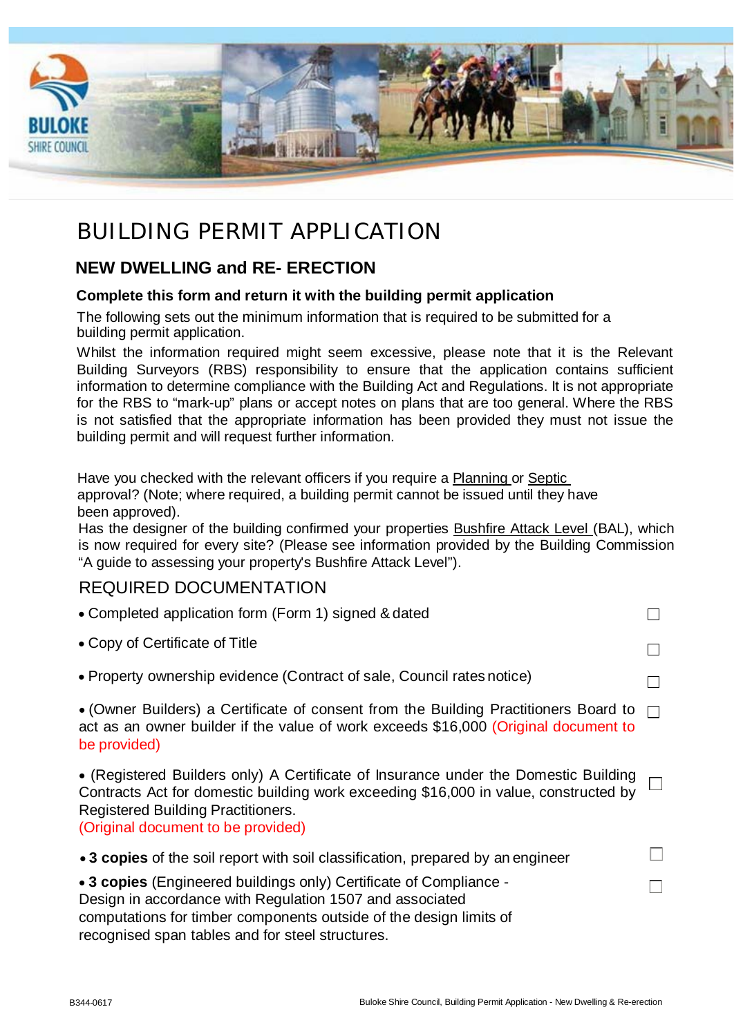# BUILDING PERMIT APPLICATION

## NEW DWELLING and RE- ERECTION

### Complete this form and return it with the building permit application

The following sets out the minimum information that is required to be submitted for a building permit application.

Whilst the information required might seem excessive, please note that it is the Relevant Building Surveyors (RBS) responsibility to ensure that the application contains sufficient information to determine compliance with the Building Act and Regulations. It is not appropriate for the RBS to "mark-up" plans or accept notes on plans that are too general. Where the RBS is not satisfied that the appropriate information has been provided they must not issue the building permit and will request further information.

Have you checked with the relevant officers if you require a Planning or Septic approval? (Note; where required, a building permit cannot be issued until they have been approved).

Has the designer of the building confirmed your properties Bushfire Attack Level (BAL), which is now required for every site? (Please see information provided by the Building Commission "A guide to assessing your property's Bushfire Attack Level").

## REQUIRED DOCUMENTATION

- Completed application form (Form 1) signed & dated ☐
- Copy of Certificate of Title ☐
- Property ownership evidence (Contract of sale, Council rates notice) ☐
- (Owner Builders) a Certificate of consent from the Building Practitioners Board to act as an owner builder if the value of work exceeds $16,000 (Original document to be provided) ☐
- (Registered Builders only) A Certificate of Insurance under the Domestic Building Contracts Act for domestic building work exceeding $16,000 in value, constructed by Registered Building Practitioners.
  (Original document to be provided) ☐
- **3 copies** of the soil report with soil classification, prepared by an engineer ☐
- **3 copies** (Engineered buildings only) Certificate of Compliance - Design in accordance with Regulation 1507 and associated computations for timber components outside of the design limits of recognised span tables and for steel structures. ☐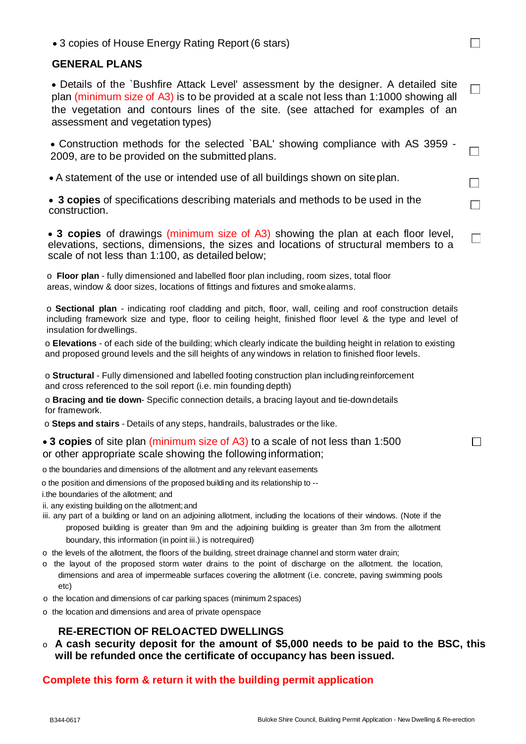- 3 copies of House Energy Rating Report (6 stars) ☐

## GENERAL PLANS

- Details of the `Bushfire Attack Level' assessment by the designer. A detailed site plan (minimum size of A3) is to be provided at a scale not less than 1:1000 showing all the vegetation and contours lines of the site. (see attached for examples of an assessment and vegetation types) ☐

- Construction methods for the selected `BAL' showing compliance with AS 3959 - 2009, are to be provided on the submitted plans. ☐

- A statement of the use or intended use of all buildings shown on site plan. ☐

- **3 copies** of specifications describing materials and methods to be used in the construction. ☐

- **3 copies** of drawings (minimum size of A3) showing the plan at each floor level, elevations, sections, dimensions, the sizes and locations of structural members to a scale of not less than 1:100, as detailed below; ☐

  - **Floor plan** - fully dimensioned and labelled floor plan including, room sizes, total floor areas, window & door sizes, locations of fittings and fixtures and smoke alarms.
  - **Sectional plan** - indicating roof cladding and pitch, floor, wall, ceiling and roof construction details including framework size and type, floor to ceiling height, finished floor level & the type and level of insulation for dwellings.
  - **Elevations** - of each side of the building; which clearly indicate the building height in relation to existing and proposed ground levels and the sill heights of any windows in relation to finished floor levels.
  - **Structural** - Fully dimensioned and labelled footing construction plan including reinforcement and cross referenced to the soil report (i.e. min founding depth)
  - **Bracing and tie down**- Specific connection details, a bracing layout and tie-down details for framework.
  - **Steps and stairs** - Details of any steps, handrails, balustrades or the like.

- **3 copies** of site plan (minimum size of A3) to a scale of not less than 1:500 or other appropriate scale showing the following information; ☐

  - the boundaries and dimensions of the allotment and any relevant easements
  - the position and dimensions of the proposed building and its relationship to --
    - i. the boundaries of the allotment; and
    - ii. any existing building on the allotment; and
    - iii. any part of a building or land on an adjoining allotment, including the locations of their windows. (Note if the proposed building is greater than 9m and the adjoining building is greater than 3m from the allotment boundary, this information (in point iii.) is not required)
  - the levels of the allotment, the floors of the building, street drainage channel and storm water drain;
  - the layout of the proposed storm water drains to the point of discharge on the allotment. the location, dimensions and area of impermeable surfaces covering the allotment (i.e. concrete, paving swimming pools etc)
  - the location and dimensions of car parking spaces (minimum 2 spaces)
  - the location and dimensions and area of private open space

## RE-ERECTION OF RELOACTED DWELLINGS

- **A cash security deposit for the amount of $5,000 needs to be paid to the BSC, this will be refunded once the certificate of occupancy has been issued.**

**Complete this form & return it with the building permit application**